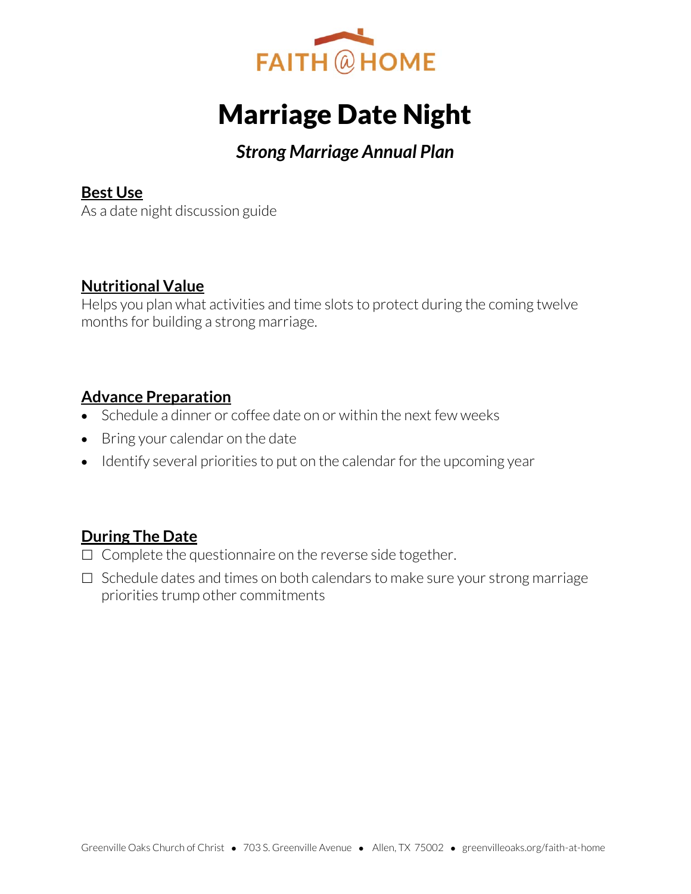FAITH @ HOME

# Marriage Date Night

## *Strong Marriage Annual Plan*

### Best Use

As a date night discussion guide

### Nutritional Value

Helps you plan what activities and time slots to protect during the coming twelve months for building a strong marriage.

### Advance Preparation

- Schedule a dinner or coffee date on or within the next few weeks
- Bring your calendar on the date
- Identify several priorities to put on the calendar for the upcoming year

### During The Date

☐ Complete the questionnaire on the reverse side together.

☐ Schedule dates and times on both calendars to make sure your strong marriage priorities trump other commitments

Greenville Oaks Church of Christ • 703 S. Greenville Avenue • Allen, TX 75002 • greenvilleoaks.org/faith-at-home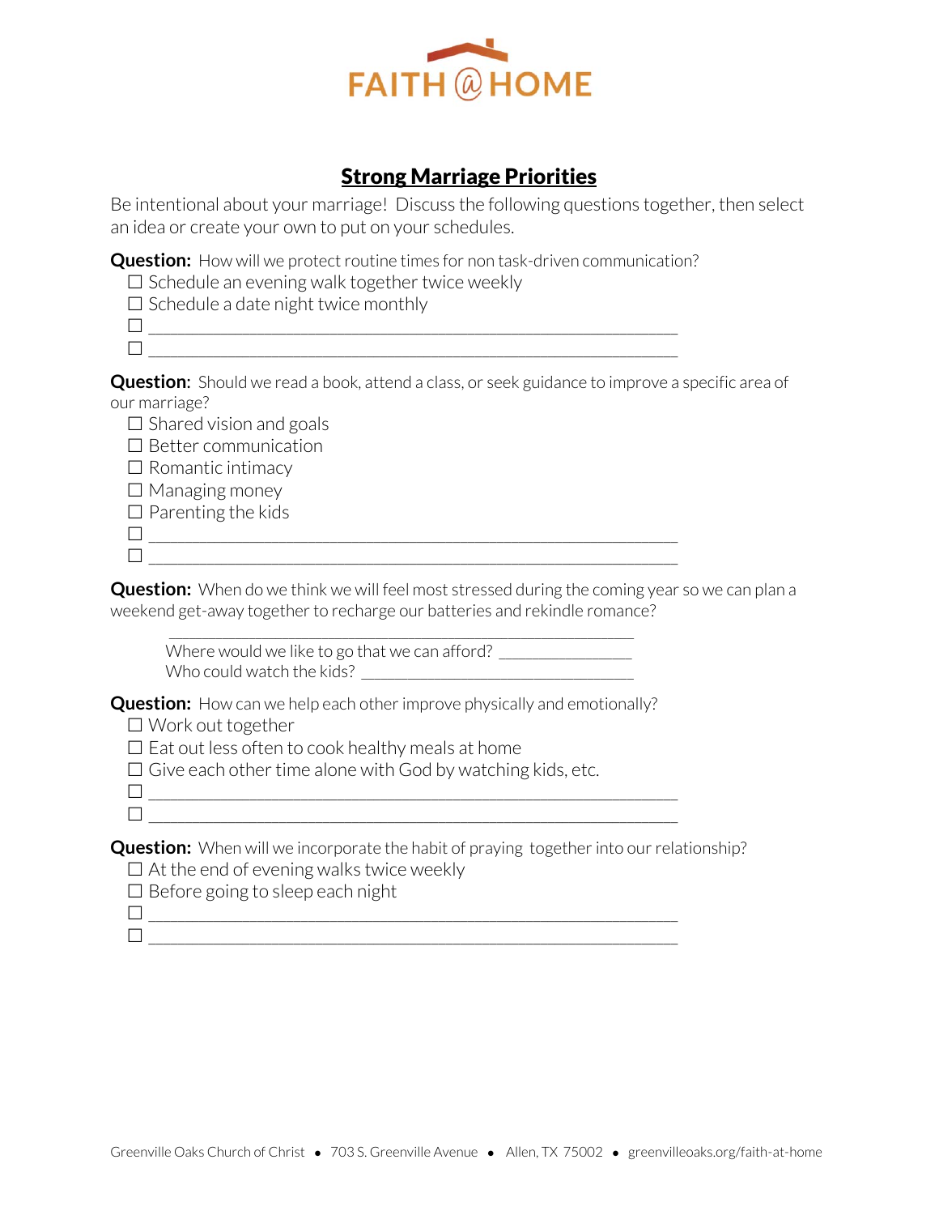FAITH @ HOME

## Strong Marriage Priorities

Be intentional about your marriage! Discuss the following questions together, then select an idea or create your own to put on your schedules.

**Question:** How will we protect routine times for non task-driven communication?

- ☐ Schedule an evening walk together twice weekly
- ☐ Schedule a date night twice monthly
- ☐ ____________________________________________________________
- ☐ ____________________________________________________________

**Question:** Should we read a book, attend a class, or seek guidance to improve a specific area of our marriage?

- ☐ Shared vision and goals
- ☐ Better communication
- ☐ Romantic intimacy
- ☐ Managing money
- ☐ Parenting the kids
- ☐ ____________________________________________________________
- ☐ ____________________________________________________________

**Question:** When do we think we will feel most stressed during the coming year so we can plan a weekend get-away together to recharge our batteries and rekindle romance?

____________________________________________________________

Where would we like to go that we can afford? ________________

Who could watch the kids? ________________________________

**Question:** How can we help each other improve physically and emotionally?

- ☐ Work out together
- ☐ Eat out less often to cook healthy meals at home
- ☐ Give each other time alone with God by watching kids, etc.
- ☐ ____________________________________________________________
- ☐ ____________________________________________________________

**Question:** When will we incorporate the habit of praying together into our relationship?

- ☐ At the end of evening walks twice weekly
- ☐ Before going to sleep each night
- ☐ ____________________________________________________________
- ☐ ____________________________________________________________

Greenville Oaks Church of Christ • 703 S. Greenville Avenue • Allen, TX 75002 • greenvilleoaks.org/faith-at-home